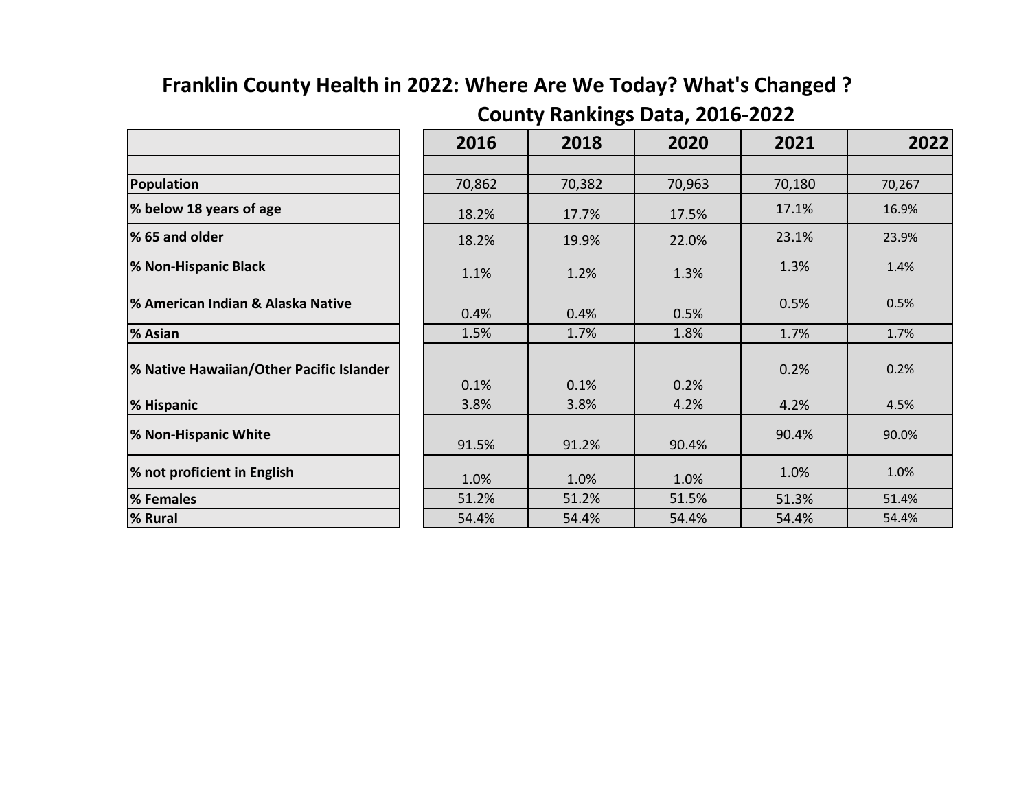# Franklin County Health in 2022: Where Are We Today? What's Changed ?

## County Rankings Data, 2016-2022

| | 2016 | 2018 | 2020 | 2021 | 2022 |
|---|---|---|---|---|---|
| | | | | | |
| **Population** | 70,862 | 70,382 | 70,963 | 70,180 | 70,267 |
| **% below 18 years of age** | 18.2% | 17.7% | 17.5% | 17.1% | 16.9% |
| **% 65 and older** | 18.2% | 19.9% | 22.0% | 23.1% | 23.9% |
| **% Non-Hispanic Black** | 1.1% | 1.2% | 1.3% | 1.3% | 1.4% |
| **% American Indian & Alaska Native** | 0.4% | 0.4% | 0.5% | 0.5% | 0.5% |
| **% Asian** | 1.5% | 1.7% | 1.8% | 1.7% | 1.7% |
| **% Native Hawaiian/Other Pacific Islander** | 0.1% | 0.1% | 0.2% | 0.2% | 0.2% |
| **% Hispanic** | 3.8% | 3.8% | 4.2% | 4.2% | 4.5% |
| **% Non-Hispanic White** | 91.5% | 91.2% | 90.4% | 90.4% | 90.0% |
| **% not proficient in English** | 1.0% | 1.0% | 1.0% | 1.0% | 1.0% |
| **% Females** | 51.2% | 51.2% | 51.5% | 51.3% | 51.4% |
| **% Rural** | 54.4% | 54.4% | 54.4% | 54.4% | 54.4% |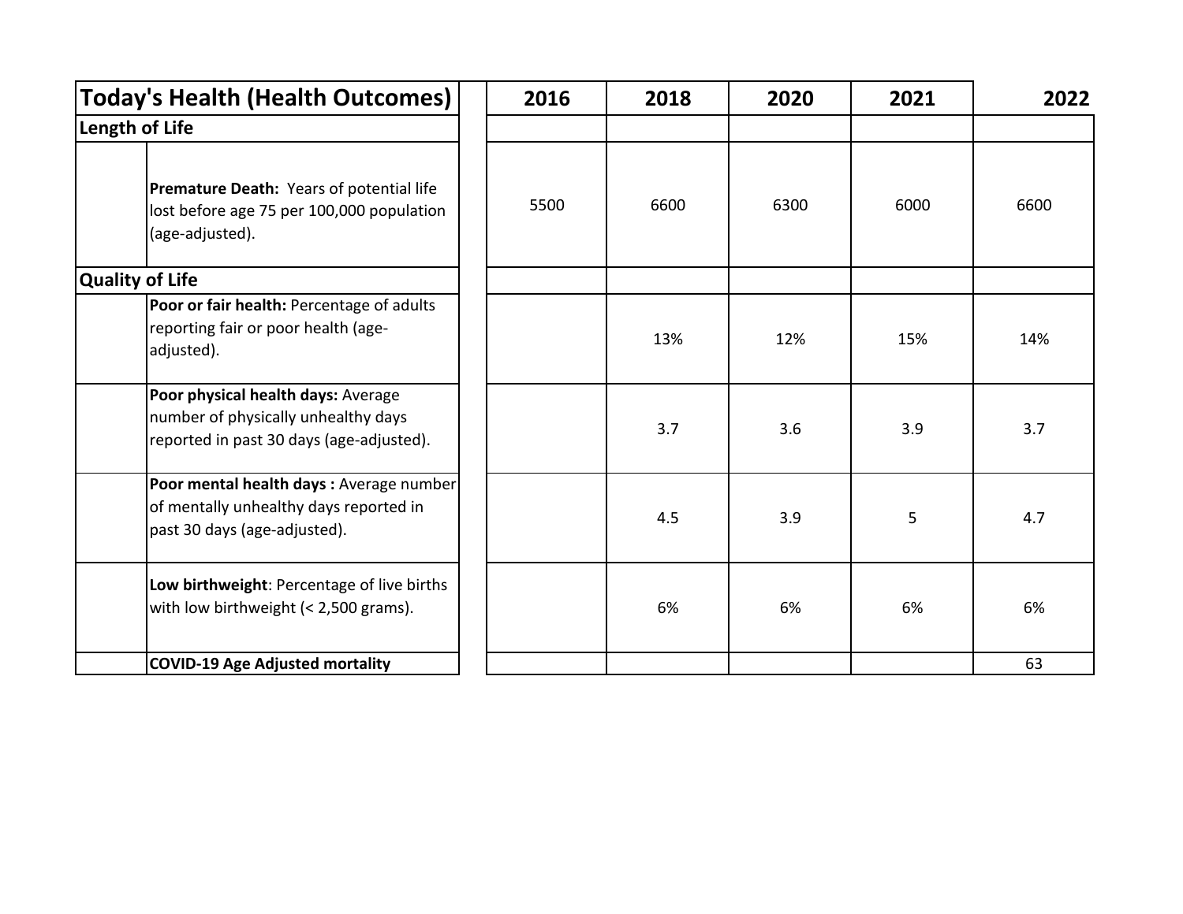| Today's Health (Health Outcomes) | | 2016 | 2018 | 2020 | 2021 | 2022 |
|---|---|---|---|---|---|---|
| **Length of Life** | | | | | | |
| | **Premature Death:** Years of potential life lost before age 75 per 100,000 population (age-adjusted). | 5500 | 6600 | 6300 | 6000 | 6600 |
| **Quality of Life** | | | | | | |
| | **Poor or fair health:** Percentage of adults reporting fair or poor health (age-adjusted). | | 13% | 12% | 15% | 14% |
| | **Poor physical health days:** Average number of physically unhealthy days reported in past 30 days (age-adjusted). | | 3.7 | 3.6 | 3.9 | 3.7 |
| | **Poor mental health days :** Average number of mentally unhealthy days reported in past 30 days (age-adjusted). | | 4.5 | 3.9 | 5 | 4.7 |
| | **Low birthweight**: Percentage of live births with low birthweight (< 2,500 grams). | | 6% | 6% | 6% | 6% |
| | **COVID-19 Age Adjusted mortality** | | | | | 63 |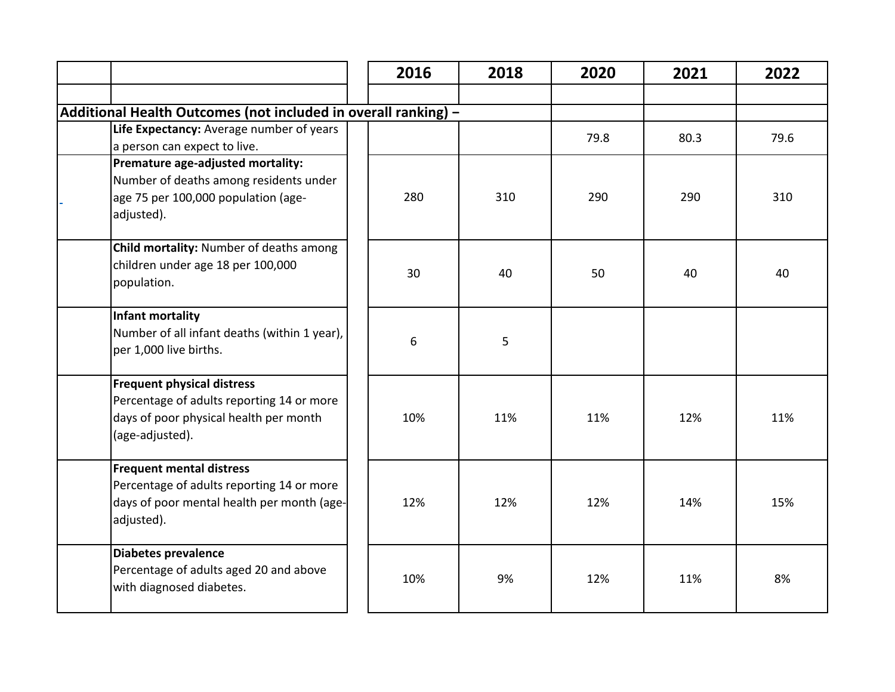| | | 2016 | 2018 | 2020 | 2021 | 2022 |
|---|---|---|---|---|---|---|
| | | | | | | |
| **Additional Health Outcomes (not included in overall ranking) –** | | | | | | |
| | **Life Expectancy:** Average number of years a person can expect to live. | | | 79.8 | 80.3 | 79.6 |
| - | **Premature age-adjusted mortality:** Number of deaths among residents under age 75 per 100,000 population (age-adjusted). | 280 | 310 | 290 | 290 | 310 |
| | **Child mortality:** Number of deaths among children under age 18 per 100,000 population. | 30 | 40 | 50 | 40 | 40 |
| | **Infant mortality** Number of all infant deaths (within 1 year), per 1,000 live births. | 6 | 5 | | | |
| | **Frequent physical distress** Percentage of adults reporting 14 or more days of poor physical health per month (age-adjusted). | 10% | 11% | 11% | 12% | 11% |
| | **Frequent mental distress** Percentage of adults reporting 14 or more days of poor mental health per month (age-adjusted). | 12% | 12% | 12% | 14% | 15% |
| | **Diabetes prevalence** Percentage of adults aged 20 and above with diagnosed diabetes. | 10% | 9% | 12% | 11% | 8% |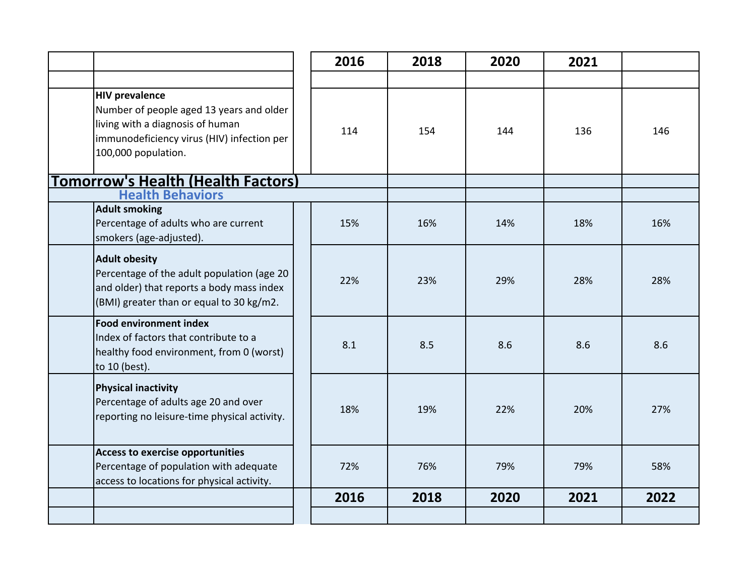| | | 2016 | 2018 | 2020 | 2021 | |
|---|---|---|---|---|---|---|
| | | | | | | |
| | **HIV prevalence** Number of people aged 13 years and older living with a diagnosis of human immunodeficiency virus (HIV) infection per 100,000 population. | 114 | 154 | 144 | 136 | 146 |
| **Tomorrow's Health (Health Factors)** | | | | | | |
| **Health Behaviors** | | | | | | |
| | **Adult smoking** Percentage of adults who are current smokers (age-adjusted). | 15% | 16% | 14% | 18% | 16% |
| | **Adult obesity** Percentage of the adult population (age 20 and older) that reports a body mass index (BMI) greater than or equal to 30 kg/m2. | 22% | 23% | 29% | 28% | 28% |
| | **Food environment index** Index of factors that contribute to a healthy food environment, from 0 (worst) to 10 (best). | 8.1 | 8.5 | 8.6 | 8.6 | 8.6 |
| | **Physical inactivity** Percentage of adults age 20 and over reporting no leisure-time physical activity. | 18% | 19% | 22% | 20% | 27% |
| | **Access to exercise opportunities** Percentage of population with adequate access to locations for physical activity. | 72% | 76% | 79% | 79% | 58% |
| | | **2016** | **2018** | **2020** | **2021** | **2022** |
| | | | | | | |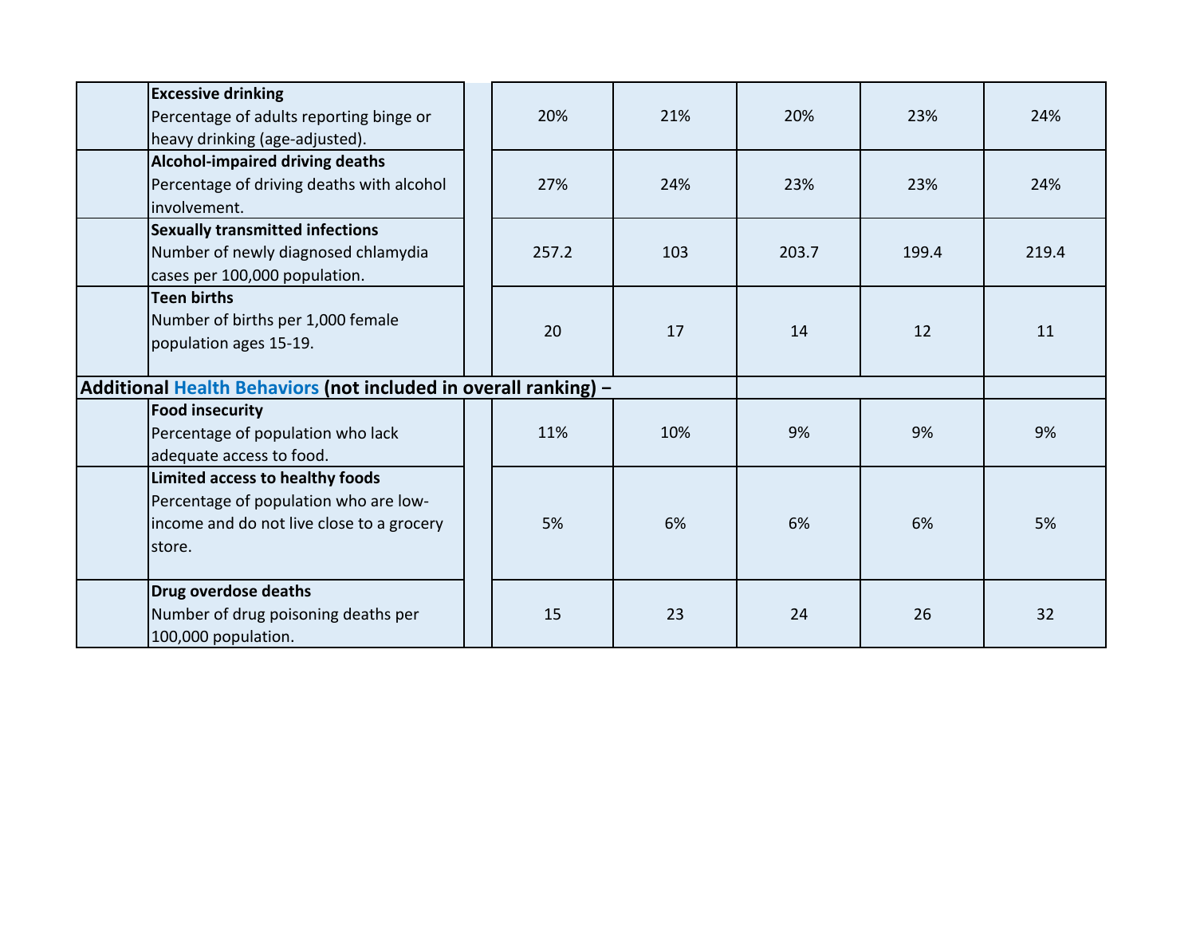| | | | | | | | |
|---|---|---|---|---|---|---|---|
| | **Excessive drinking** Percentage of adults reporting binge or heavy drinking (age-adjusted). | | 20% | 21% | 20% | 23% | 24% |
| | **Alcohol-impaired driving deaths** Percentage of driving deaths with alcohol involvement. | | 27% | 24% | 23% | 23% | 24% |
| | **Sexually transmitted infections** Number of newly diagnosed chlamydia cases per 100,000 population. | | 257.2 | 103 | 203.7 | 199.4 | 219.4 |
| | **Teen births** Number of births per 1,000 female population ages 15-19. | | 20 | 17 | 14 | 12 | 11 |
| **Additional Health Behaviors (not included in overall ranking) –** | | | | | | | |
| | **Food insecurity** Percentage of population who lack adequate access to food. | | 11% | 10% | 9% | 9% | 9% |
| | **Limited access to healthy foods** Percentage of population who are low-income and do not live close to a grocery store. | | 5% | 6% | 6% | 6% | 5% |
| | **Drug overdose deaths** Number of drug poisoning deaths per 100,000 population. | | 15 | 23 | 24 | 26 | 32 |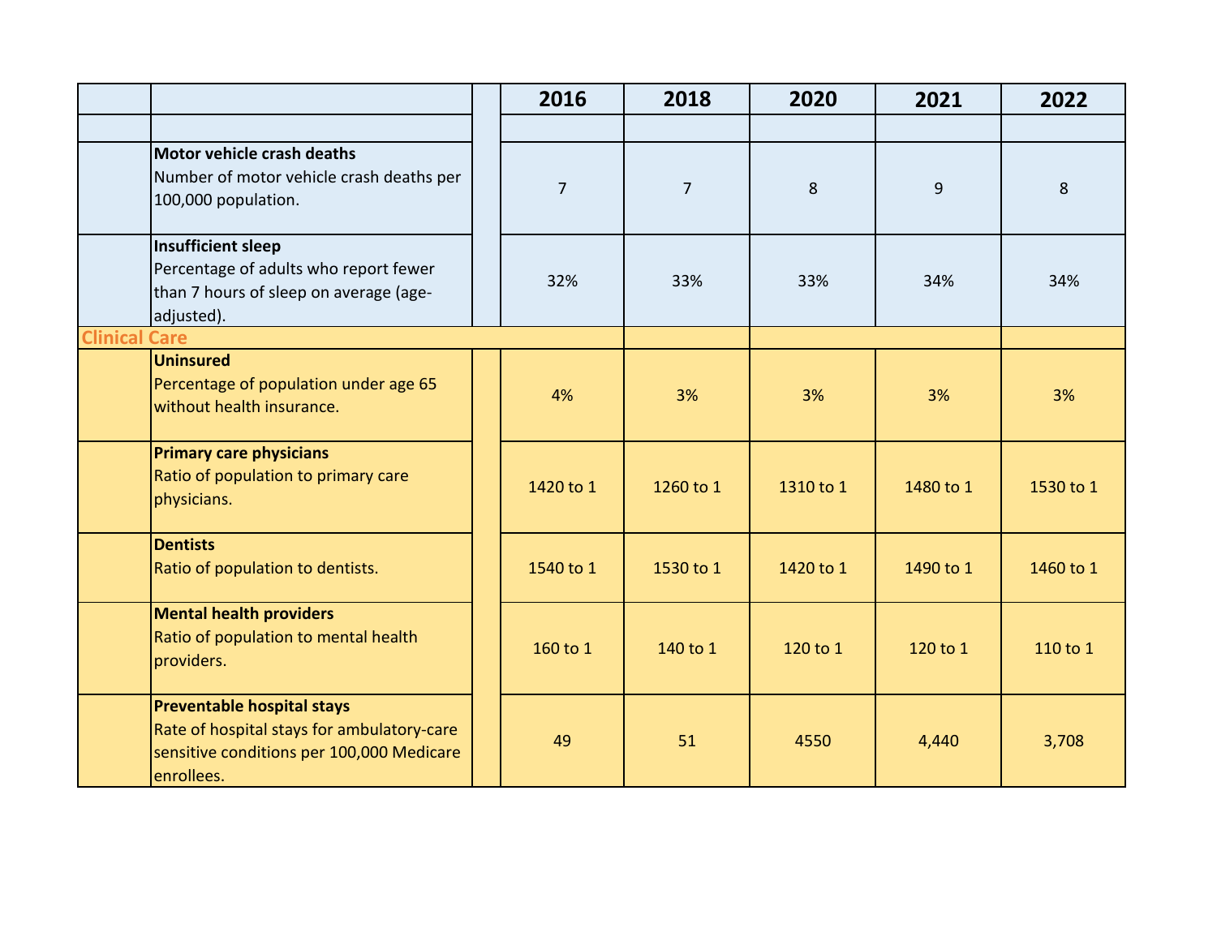| | | | 2016 | 2018 | 2020 | 2021 | 2022 |
|---|---|---|---|---|---|---|---|
| | | | | | | | |
| | **Motor vehicle crash deaths** Number of motor vehicle crash deaths per 100,000 population. | | 7 | 7 | 8 | 9 | 8 |
| | **Insufficient sleep** Percentage of adults who report fewer than 7 hours of sleep on average (age-adjusted). | | 32% | 33% | 33% | 34% | 34% |
| **Clinical Care** | | | | | | | |
| | **Uninsured** Percentage of population under age 65 without health insurance. | | 4% | 3% | 3% | 3% | 3% |
| | **Primary care physicians** Ratio of population to primary care physicians. | | 1420 to 1 | 1260 to 1 | 1310 to 1 | 1480 to 1 | 1530 to 1 |
| | **Dentists** Ratio of population to dentists. | | 1540 to 1 | 1530 to 1 | 1420 to 1 | 1490 to 1 | 1460 to 1 |
| | **Mental health providers** Ratio of population to mental health providers. | | 160 to 1 | 140 to 1 | 120 to 1 | 120 to 1 | 110 to 1 |
| | **Preventable hospital stays** Rate of hospital stays for ambulatory-care sensitive conditions per 100,000 Medicare enrollees. | | 49 | 51 | 4550 | 4,440 | 3,708 |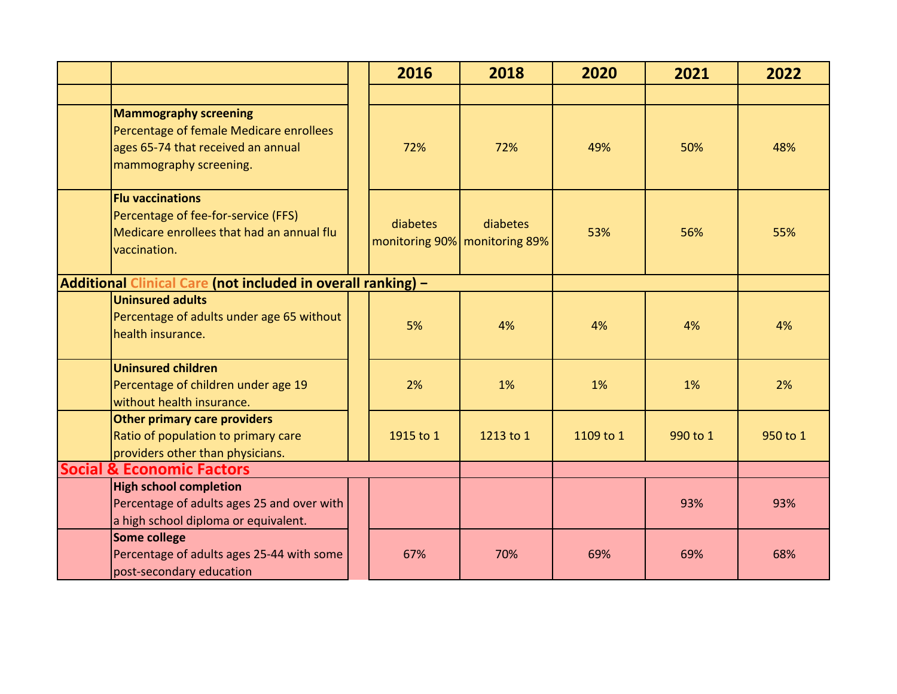| | | | 2016 | 2018 | 2020 | 2021 | 2022 |
|---|---|---|---|---|---|---|---|
| | | | | | | | |
| | **Mammography screening** Percentage of female Medicare enrollees ages 65-74 that received an annual mammography screening. | | 72% | 72% | 49% | 50% | 48% |
| | **Flu vaccinations** Percentage of fee-for-service (FFS) Medicare enrollees that had an annual flu vaccination. | | diabetes monitoring 90% | diabetes monitoring 89% | 53% | 56% | 55% |
| **Additional Clinical Care (not included in overall ranking) –** | | | | | | | |
| | **Uninsured adults** Percentage of adults under age 65 without health insurance. | | 5% | 4% | 4% | 4% | 4% |
| | **Uninsured children** Percentage of children under age 19 without health insurance. | | 2% | 1% | 1% | 1% | 2% |
| | **Other primary care providers** Ratio of population to primary care providers other than physicians. | | 1915 to 1 | 1213 to 1 | 1109 to 1 | 990 to 1 | 950 to 1 |
| **Social & Economic Factors** | | | | | | | |
| | **High school completion** Percentage of adults ages 25 and over with a high school diploma or equivalent. | | | | | 93% | 93% |
| | **Some college** Percentage of adults ages 25-44 with some post-secondary education | | 67% | 70% | 69% | 69% | 68% |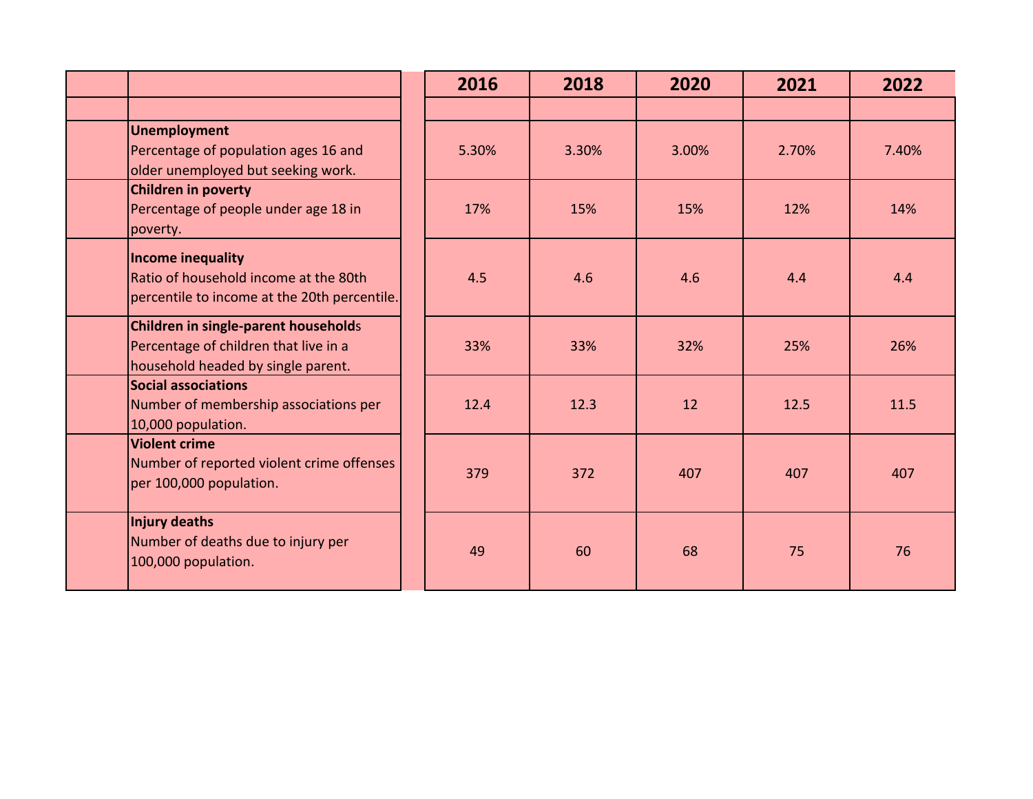| | | 2016 | 2018 | 2020 | 2021 | 2022 |
|---|---|---|---|---|---|---|
| | | | | | | |
| | **Unemployment** Percentage of population ages 16 and older unemployed but seeking work. | 5.30% | 3.30% | 3.00% | 2.70% | 7.40% |
| | **Children in poverty** Percentage of people under age 18 in poverty. | 17% | 15% | 15% | 12% | 14% |
| | **Income inequality** Ratio of household income at the 80th percentile to income at the 20th percentile. | 4.5 | 4.6 | 4.6 | 4.4 | 4.4 |
| | **Children in single-parent households** Percentage of children that live in a household headed by single parent. | 33% | 33% | 32% | 25% | 26% |
| | **Social associations** Number of membership associations per 10,000 population. | 12.4 | 12.3 | 12 | 12.5 | 11.5 |
| | **Violent crime** Number of reported violent crime offenses per 100,000 population. | 379 | 372 | 407 | 407 | 407 |
| | **Injury deaths** Number of deaths due to injury per 100,000 population. | 49 | 60 | 68 | 75 | 76 |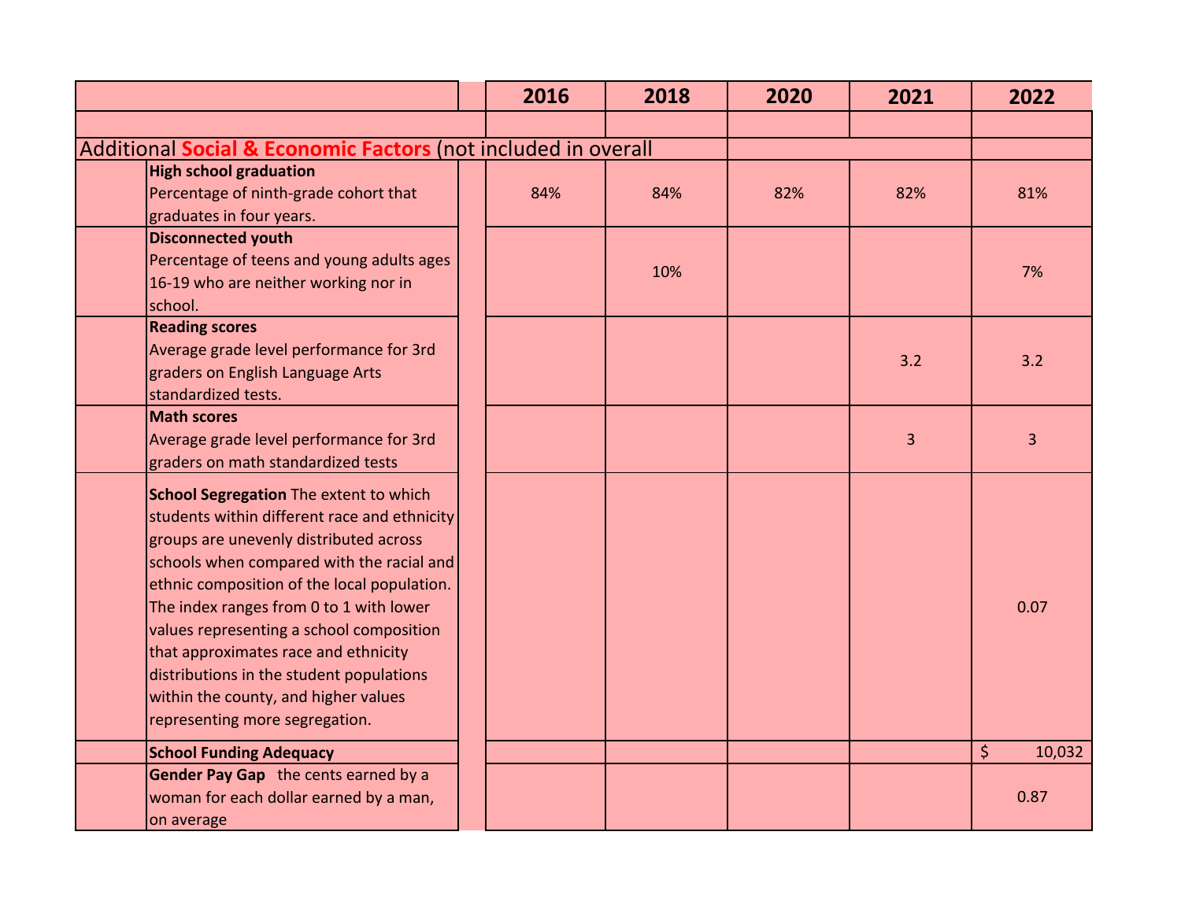| | 2016 | 2018 | 2020 | 2021 | 2022 |
|---|---|---|---|---|---|
| | | | | | |
| Additional **Social & Economic Factors** (not included in overall | | | | | |
| **High school graduation** Percentage of ninth-grade cohort that graduates in four years. | 84% | 84% | 82% | 82% | 81% |
| **Disconnected youth** Percentage of teens and young adults ages 16-19 who are neither working nor in school. | | 10% | | | 7% |
| **Reading scores** Average grade level performance for 3rd graders on English Language Arts standardized tests. | | | | 3.2 | 3.2 |
| **Math scores** Average grade level performance for 3rd graders on math standardized tests | | | | 3 | 3 |
| **School Segregation** The extent to which students within different race and ethnicity groups are unevenly distributed across schools when compared with the racial and ethnic composition of the local population. The index ranges from 0 to 1 with lower values representing a school composition that approximates race and ethnicity distributions in the student populations within the county, and higher values representing more segregation. | | | | | 0.07 |
| **School Funding Adequacy** | | | | | $ 10,032 |
| **Gender Pay Gap** the cents earned by a woman for each dollar earned by a man, on average | | | | | 0.87 |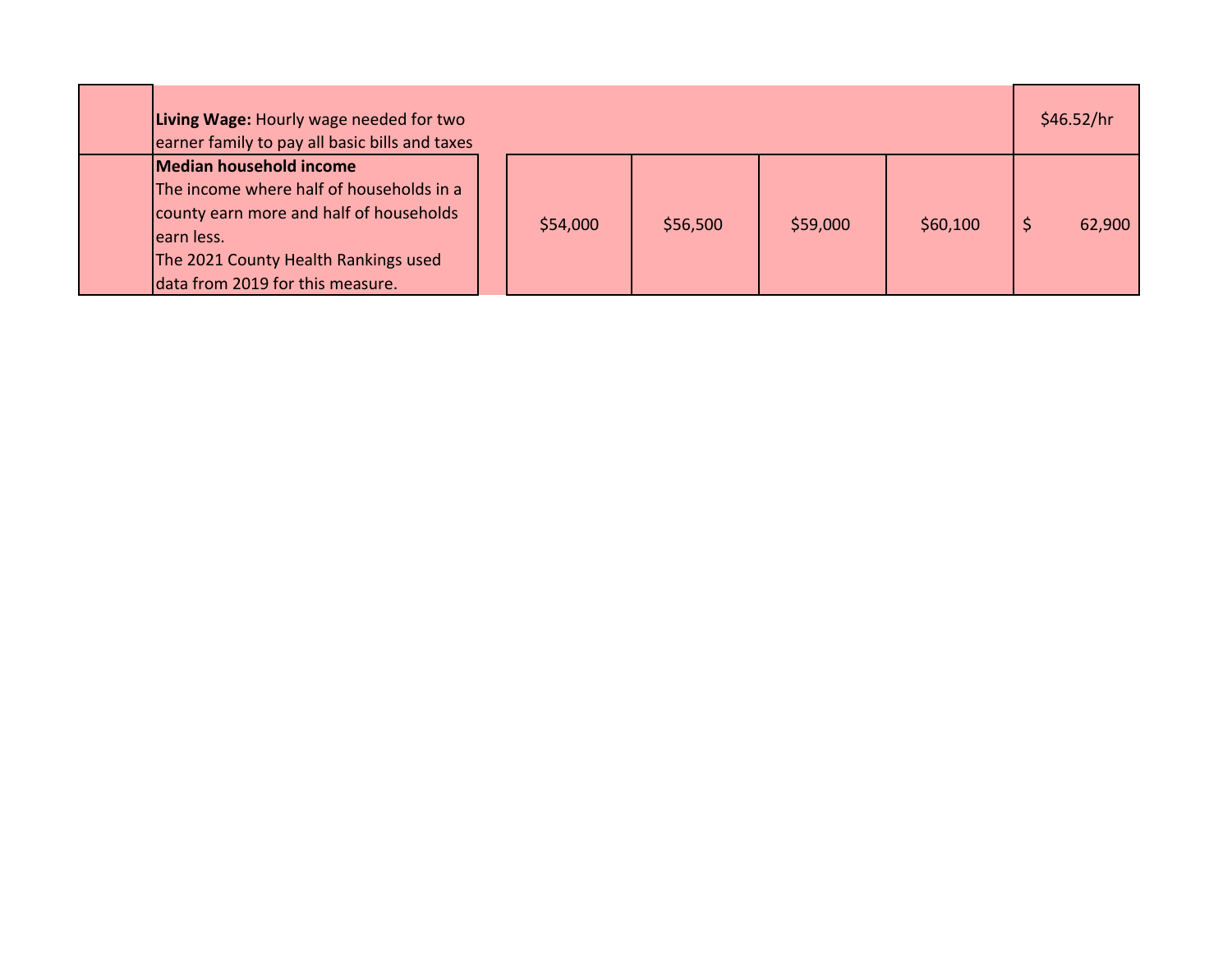| | | | | | | |
|---|---|---|---|---|---|---|
| | **Living Wage:** Hourly wage needed for two earner family to pay all basic bills and taxes | | | | | $46.52/hr |
| | **Median household income**<br>The income where half of households in a county earn more and half of households earn less.<br>The 2021 County Health Rankings used data from 2019 for this measure. | $54,000 | $56,500 | $59,000 | $60,100 | $ 62,900 |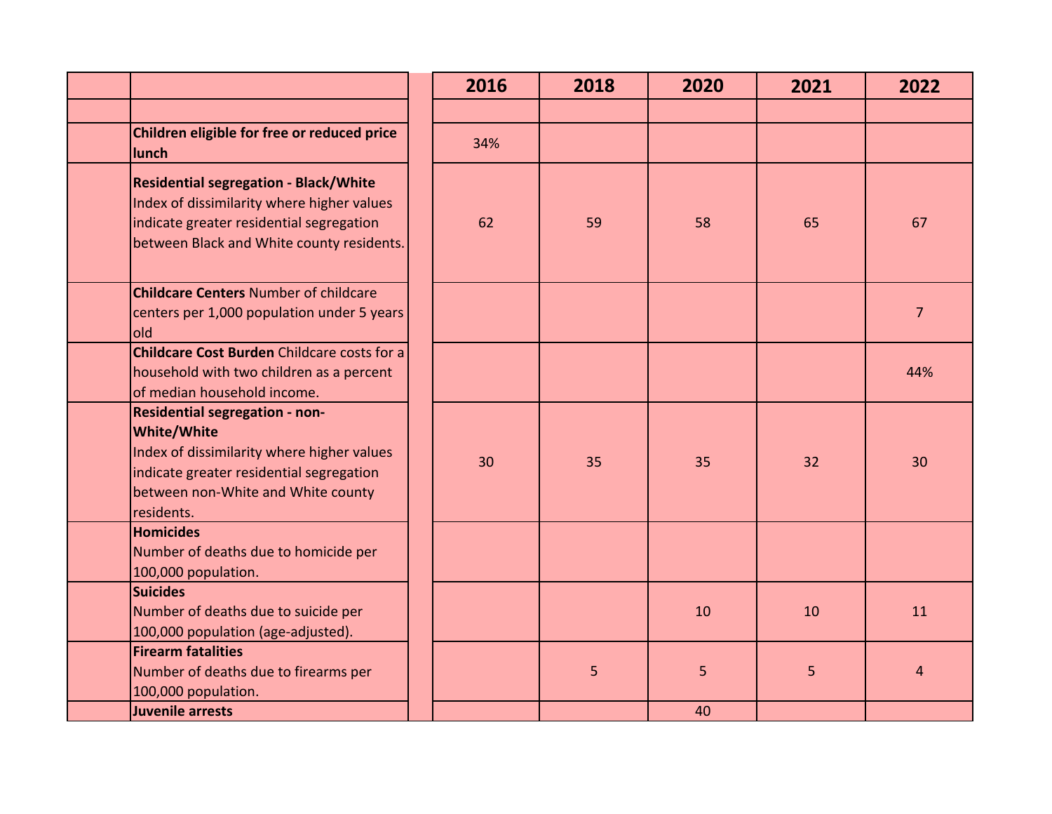| | | | 2016 | 2018 | 2020 | 2021 | 2022 |
|---|---|---|---|---|---|---|---|
| | | | | | | | |
| | **Children eligible for free or reduced price lunch** | | 34% | | | | |
| | **Residential segregation - Black/White** Index of dissimilarity where higher values indicate greater residential segregation between Black and White county residents. | | 62 | 59 | 58 | 65 | 67 |
| | **Childcare Centers** Number of childcare centers per 1,000 population under 5 years old | | | | | | 7 |
| | **Childcare Cost Burden** Childcare costs for a household with two children as a percent of median household income. | | | | | | 44% |
| | **Residential segregation - non-White/White** Index of dissimilarity where higher values indicate greater residential segregation between non-White and White county residents. | | 30 | 35 | 35 | 32 | 30 |
| | **Homicides** Number of deaths due to homicide per 100,000 population. | | | | | | |
| | **Suicides** Number of deaths due to suicide per 100,000 population (age-adjusted). | | | | 10 | 10 | 11 |
| | **Firearm fatalities** Number of deaths due to firearms per 100,000 population. | | | 5 | 5 | 5 | 4 |
| | **Juvenile arrests** | | | | 40 | | |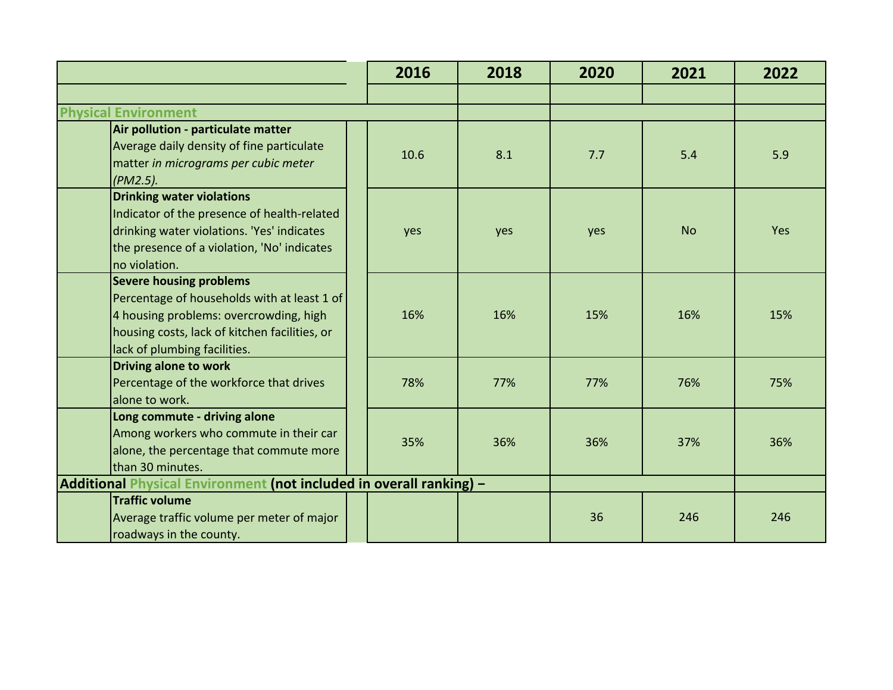| | 2016 | 2018 | 2020 | 2021 | 2022 |
|---|---|---|---|---|---|
| | | | | | |
| **Physical Environment** | | | | | |
| **Air pollution - particulate matter** Average daily density of fine particulate matter *in micrograms per cubic meter (PM2.5).* | 10.6 | 8.1 | 7.7 | 5.4 | 5.9 |
| **Drinking water violations** Indicator of the presence of health-related drinking water violations. 'Yes' indicates the presence of a violation, 'No' indicates no violation. | yes | yes | yes | No | Yes |
| **Severe housing problems** Percentage of households with at least 1 of 4 housing problems: overcrowding, high housing costs, lack of kitchen facilities, or lack of plumbing facilities. | 16% | 16% | 15% | 16% | 15% |
| **Driving alone to work** Percentage of the workforce that drives alone to work. | 78% | 77% | 77% | 76% | 75% |
| **Long commute - driving alone** Among workers who commute in their car alone, the percentage that commute more than 30 minutes. | 35% | 36% | 36% | 37% | 36% |
| **Additional Physical Environment (not included in overall ranking) –** | | | | | |
| **Traffic volume** Average traffic volume per meter of major roadways in the county. | | | 36 | 246 | 246 |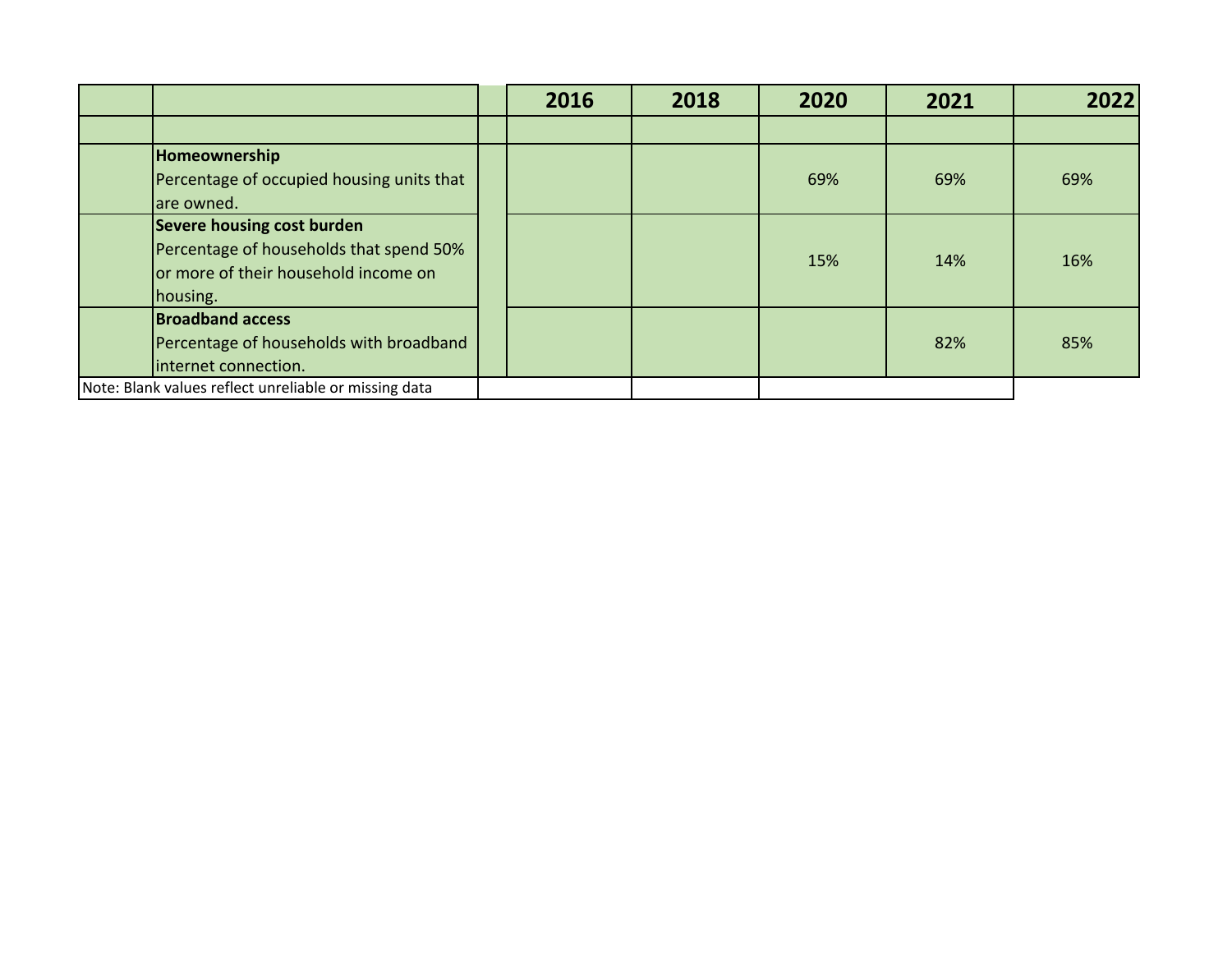| | | | 2016 | 2018 | 2020 | 2021 | 2022 |
|---|---|---|---|---|---|---|---|
| | | | | | | | |
| | **Homeownership**<br>Percentage of occupied housing units that are owned. | | | | 69% | 69% | 69% |
| | **Severe housing cost burden**<br>Percentage of households that spend 50% or more of their household income on housing. | | | | 15% | 14% | 16% |
| | **Broadband access**<br>Percentage of households with broadband internet connection. | | | | | 82% | 85% |

Note: Blank values reflect unreliable or missing data